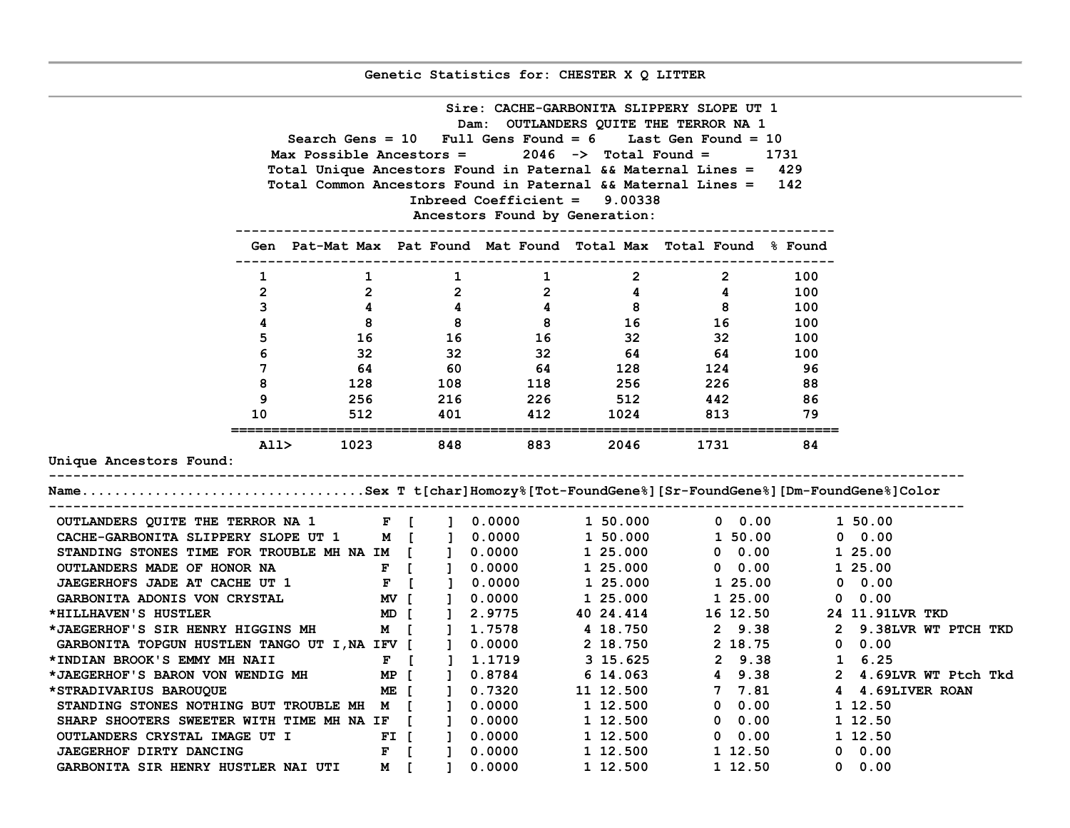## Genetic Statistics for: CHESTER X Q LITTER

Sire: CACHE-GARBONITA SLIPPERY SLOPE UT 1
Dam: OUTLANDERS QUITE THE TERROR NA 1
Search Gens = 10   Full Gens Found = 6   Last Gen Found = 10
Max Possible Ancestors = 2046 -> Total Found = 1731
Total Unique Ancestors Found in Paternal && Maternal Lines = 429
Total Common Ancestors Found in Paternal && Maternal Lines = 142
Inbreed Coefficient = 9.00338
Ancestors Found by Generation:

| Gen | Pat-Mat Max | Pat Found | Mat Found | Total Max | Total Found | % Found |
|---|---|---|---|---|---|---|
| 1 | 1 | 1 | 1 | 2 | 2 | 100 |
| 2 | 2 | 2 | 2 | 4 | 4 | 100 |
| 3 | 4 | 4 | 4 | 8 | 8 | 100 |
| 4 | 8 | 8 | 8 | 16 | 16 | 100 |
| 5 | 16 | 16 | 16 | 32 | 32 | 100 |
| 6 | 32 | 32 | 32 | 64 | 64 | 100 |
| 7 | 64 | 60 | 64 | 128 | 124 | 96 |
| 8 | 128 | 108 | 118 | 256 | 226 | 88 |
| 9 | 256 | 216 | 226 | 512 | 442 | 86 |
| 10 | 512 | 401 | 412 | 1024 | 813 | 79 |
| All> | 1023 | 848 | 883 | 2046 | 1731 | 84 |

Unique Ancestors Found:

| Name | Sex T | t[char] | Homozy% | [Tot-FoundGene%] | [Sr-FoundGene%] | [Dm-FoundGene%] | Color |
|---|---|---|---|---|---|---|---|
| OUTLANDERS QUITE THE TERROR NA 1 | F | [ ] | 0.0000 | 1 50.000 | 0 0.00 | 1 50.00 | |
| CACHE-GARBONITA SLIPPERY SLOPE UT 1 | M | [ ] | 0.0000 | 1 50.000 | 1 50.00 | 0 0.00 | |
| STANDING STONES TIME FOR TROUBLE MH NA I | M | [ ] | 0.0000 | 1 25.000 | 0 0.00 | 1 25.00 | |
| OUTLANDERS MADE OF HONOR NA | F | [ ] | 0.0000 | 1 25.000 | 0 0.00 | 1 25.00 | |
| JAEGERHOFS JADE AT CACHE UT 1 | F | [ ] | 0.0000 | 1 25.000 | 1 25.00 | 0 0.00 | |
| GARBONITA ADONIS VON CRYSTAL | MV | [ ] | 0.0000 | 1 25.000 | 1 25.00 | 0 0.00 | |
| *HILLHAVEN'S HUSTLER | MD | [ ] | 2.9775 | 40 24.414 | 16 12.50 | 24 11.91 | LVR TKD |
| *JAEGERHOF'S SIR HENRY HIGGINS MH | M | [ ] | 1.7578 | 4 18.750 | 2 9.38 | 2 9.38 | LVR WT PTCH TKD |
| GARBONITA TOPGUN HUSTLEN TANGO UT I,NA I | FV | [ ] | 0.0000 | 2 18.750 | 2 18.75 | 0 0.00 | |
| *INDIAN BROOK'S EMMY MH NAII | F | [ ] | 1.1719 | 3 15.625 | 2 9.38 | 1 6.25 | |
| *JAEGERHOF'S BARON VON WENDIG MH | MP | [ ] | 0.8784 | 6 14.063 | 4 9.38 | 2 4.69 | LVR WT Ptch Tkd |
| *STRADIVARIUS BAROUQUE | ME | [ ] | 0.7320 | 11 12.500 | 7 7.81 | 4 4.69 | LIVER ROAN |
| STANDING STONES NOTHING BUT TROUBLE MH | M | [ ] | 0.0000 | 1 12.500 | 0 0.00 | 1 12.50 | |
| SHARP SHOOTERS SWEETER WITH TIME MH NA I | F | [ ] | 0.0000 | 1 12.500 | 0 0.00 | 1 12.50 | |
| OUTLANDERS CRYSTAL IMAGE UT I | FI | [ ] | 0.0000 | 1 12.500 | 0 0.00 | 1 12.50 | |
| JAEGERHOF DIRTY DANCING | F | [ ] | 0.0000 | 1 12.500 | 1 12.50 | 0 0.00 | |
| GARBONITA SIR HENRY HUSTLER NAI UTI | M | [ ] | 0.0000 | 1 12.500 | 1 12.50 | 0 0.00 | |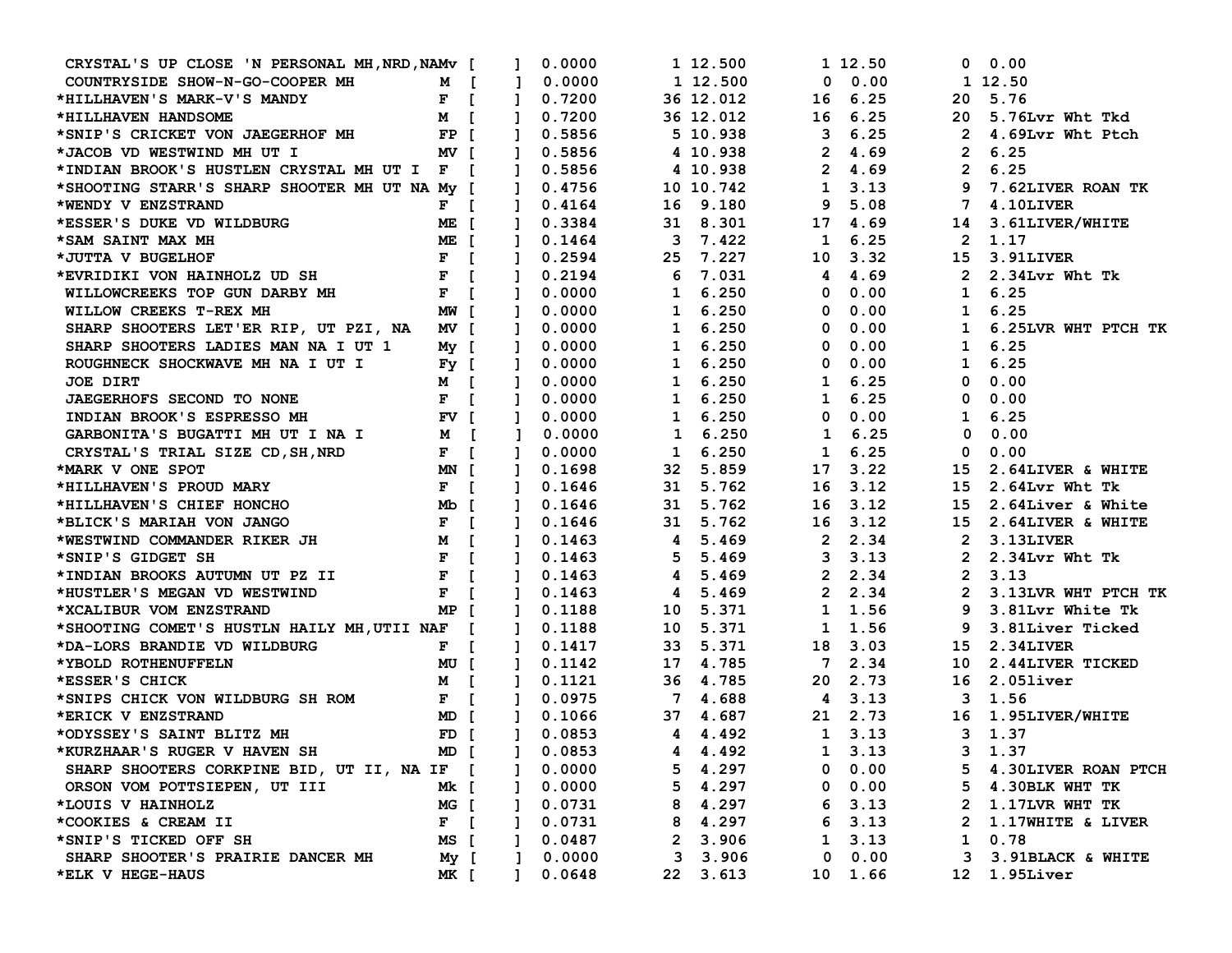```
 CRYSTAL'S UP CLOSE 'N PERSONAL MH,NRD,NAMv [    ]  0.0000       1 12.500      1 12.50      0  0.00
 COUNTRYSIDE SHOW-N-GO-COOPER MH         M  [    ]  0.0000       1 12.500      0  0.00      1 12.50
*HILLHAVEN'S MARK-V'S MANDY              F  [    ]  0.7200      36 12.012     16  6.25     20  5.76
*HILLHAVEN HANDSOME                      M  [    ]  0.7200      36 12.012     16  6.25     20  5.76Lvr Wht Tkd
*SNIP'S CRICKET VON JAEGERHOF MH         FP [    ]  0.5856       5 10.938      3  6.25      2  4.69Lvr Wht Ptch
*JACOB VD WESTWIND MH UT I               MV [    ]  0.5856       4 10.938      2  4.69      2  6.25
*INDIAN BROOK'S HUSTLEN CRYSTAL MH UT I  F  [    ]  0.5856       4 10.938      2  4.69      2  6.25
*SHOOTING STARR'S SHARP SHOOTER MH UT NA My [    ]  0.4756      10 10.742      1  3.13      9  7.62LIVER ROAN TK
*WENDY V ENZSTRAND                       F  [    ]  0.4164      16  9.180      9  5.08      7  4.10LIVER
*ESSER'S DUKE VD WILDBURG                ME [    ]  0.3384      31  8.301     17  4.69     14  3.61LIVER/WHITE
*SAM SAINT MAX MH                        ME [    ]  0.1464       3  7.422      1  6.25      2  1.17
*JUTTA V BUGELHOF                        F  [    ]  0.2594      25  7.227     10  3.32     15  3.91LIVER
*EVRIDIKI VON HAINHOLZ UD SH             F  [    ]  0.2194       6  7.031      4  4.69      2  2.34Lvr Wht Tk
 WILLOWCREEKS TOP GUN DARBY MH           F  [    ]  0.0000       1  6.250      0  0.00      1  6.25
 WILLOW CREEKS T-REX MH                  MW [    ]  0.0000       1  6.250      0  0.00      1  6.25
 SHARP SHOOTERS LET'ER RIP, UT PZI, NA   MV [    ]  0.0000       1  6.250      0  0.00      1  6.25LVR WHT PTCH TK
 SHARP SHOOTERS LADIES MAN NA I UT 1     My [    ]  0.0000       1  6.250      0  0.00      1  6.25
 ROUGHNECK SHOCKWAVE MH NA I UT I        Fy [    ]  0.0000       1  6.250      0  0.00      1  6.25
 JOE DIRT                                M  [    ]  0.0000       1  6.250      1  6.25      0  0.00
 JAEGERHOFS SECOND TO NONE               F  [    ]  0.0000       1  6.250      1  6.25      0  0.00
 INDIAN BROOK'S ESPRESSO MH              FV [    ]  0.0000       1  6.250      0  0.00      1  6.25
 GARBONITA'S BUGATTI MH UT I NA I        M  [    ]  0.0000       1  6.250      1  6.25      0  0.00
 CRYSTAL'S TRIAL SIZE CD,SH,NRD          F  [    ]  0.0000       1  6.250      1  6.25      0  0.00
*MARK V ONE SPOT                         MN [    ]  0.1698      32  5.859     17  3.22     15  2.64LIVER & WHITE
*HILLHAVEN'S PROUD MARY                  F  [    ]  0.1646      31  5.762     16  3.12     15  2.64Lvr Wht Tk
*HILLHAVEN'S CHIEF HONCHO                Mb [    ]  0.1646      31  5.762     16  3.12     15  2.64Liver & White
*BLICK'S MARIAH VON JANGO                F  [    ]  0.1646      31  5.762     16  3.12     15  2.64LIVER & WHITE
*WESTWIND COMMANDER RIKER JH             M  [    ]  0.1463       4  5.469      2  2.34      2  3.13LIVER
*SNIP'S GIDGET SH                        F  [    ]  0.1463       5  5.469      3  3.13      2  2.34Lvr Wht Tk
*INDIAN BROOKS AUTUMN UT PZ II           F  [    ]  0.1463       4  5.469      2  2.34      2  3.13
*HUSTLER'S MEGAN VD WESTWIND             F  [    ]  0.1463       4  5.469      2  2.34      2  3.13LVR WHT PTCH TK
*XCALIBUR VOM ENZSTRAND                  MP [    ]  0.1188      10  5.371      1  1.56      9  3.81Lvr White Tk
*SHOOTING COMET'S HUSTLN HAILY MH,UTII NAF  [    ]  0.1188      10  5.371      1  1.56      9  3.81Liver Ticked
*DA-LORS BRANDIE VD WILDBURG             F  [    ]  0.1417      33  5.371     18  3.03     15  2.34LIVER
*YBOLD ROTHENUFFELN                      MU [    ]  0.1142      17  4.785      7  2.34     10  2.44LIVER TICKED
*ESSER'S CHICK                           M  [    ]  0.1121      36  4.785     20  2.73     16  2.05liver
*SNIPS CHICK VON WILDBURG SH ROM         F  [    ]  0.0975       7  4.688      4  3.13      3  1.56
*ERICK V ENZSTRAND                       MD [    ]  0.1066      37  4.687     21  2.73     16  1.95LIVER/WHITE
*ODYSSEY'S SAINT BLITZ MH                FD [    ]  0.0853       4  4.492      1  3.13      3  1.37
*KURZHAAR'S RUGER V HAVEN SH             MD [    ]  0.0853       4  4.492      1  3.13      3  1.37
 SHARP SHOOTERS CORKPINE BID, UT II, NA IF  [    ]  0.0000       5  4.297      0  0.00      5  4.30LIVER ROAN PTCH
 ORSON VOM POTTSIEPEN, UT III            Mk [    ]  0.0000       5  4.297      0  0.00      5  4.30BLK WHT TK
*LOUIS V HAINHOLZ                        MG [    ]  0.0731       8  4.297      6  3.13      2  1.17LVR WHT TK
*COOKIES & CREAM II                      F  [    ]  0.0731       8  4.297      6  3.13      2  1.17WHITE & LIVER
*SNIP'S TICKED OFF SH                    MS [    ]  0.0487       2  3.906      1  3.13      1  0.78
 SHARP SHOOTER'S PRAIRIE DANCER MH       My [    ]  0.0000       3  3.906      0  0.00      3  3.91BLACK & WHITE
*ELK V HEGE-HAUS                         MK [    ]  0.0648      22  3.613     10  1.66     12  1.95Liver
```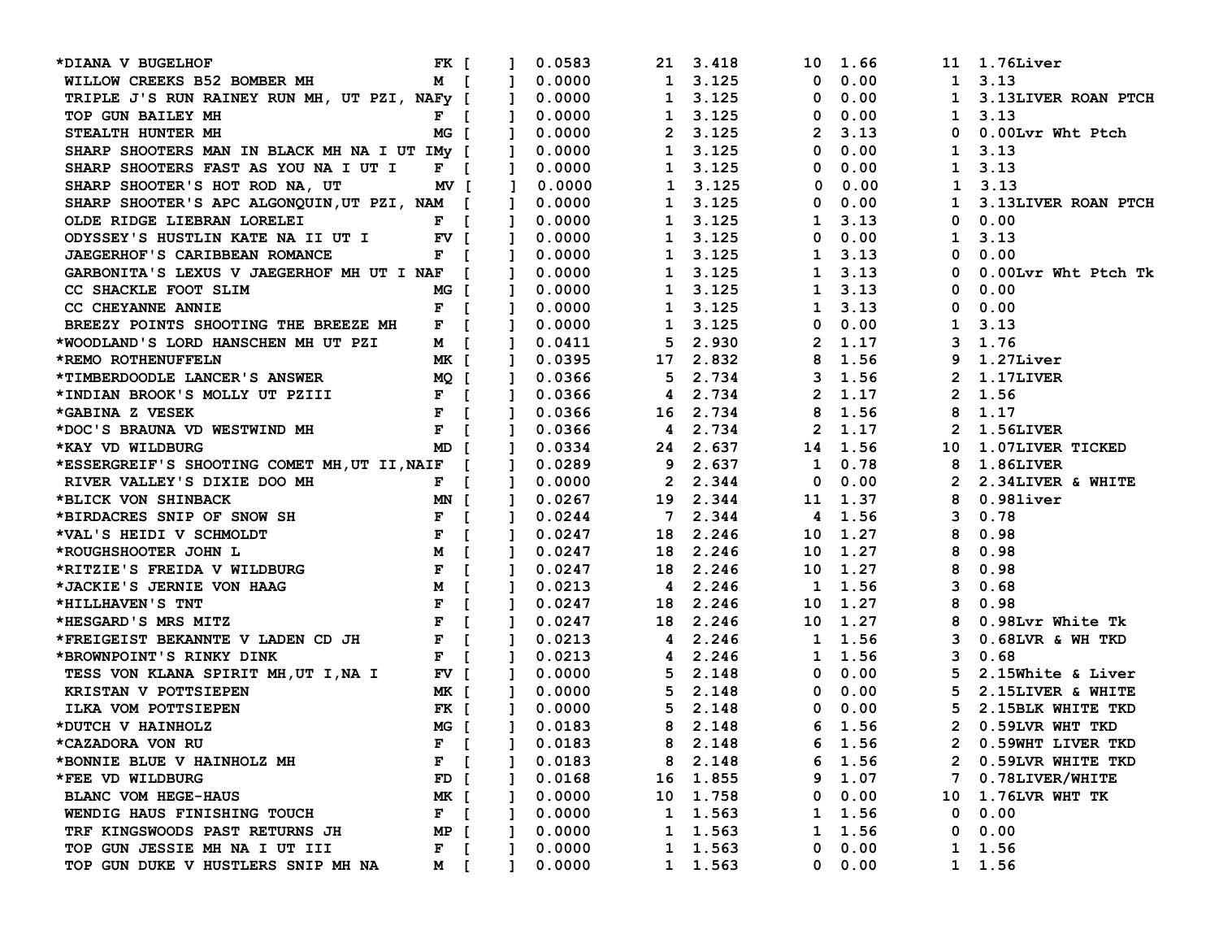| | | | | | | | | | |
|---|---|---|---|---|---|---|---|---|---|
| *DIANA V BUGELHOF | FK | [ ] | 0.0583 | 21 | 3.418 | 10 | 1.66 | 11 | 1.76Liver |
| WILLOW CREEKS B52 BOMBER MH | M | [ ] | 0.0000 | 1 | 3.125 | 0 | 0.00 | 1 | 3.13 |
| TRIPLE J'S RUN RAINEY RUN MH, UT PZI, NAFy | | [ ] | 0.0000 | 1 | 3.125 | 0 | 0.00 | 1 | 3.13LIVER ROAN PTCH |
| TOP GUN BAILEY MH | F | [ ] | 0.0000 | 1 | 3.125 | 0 | 0.00 | 1 | 3.13 |
| STEALTH HUNTER MH | MG | [ ] | 0.0000 | 2 | 3.125 | 2 | 3.13 | 0 | 0.00Lvr Wht Ptch |
| SHARP SHOOTERS MAN IN BLACK MH NA I UT IMy | | [ ] | 0.0000 | 1 | 3.125 | 0 | 0.00 | 1 | 3.13 |
| SHARP SHOOTERS FAST AS YOU NA I UT I | F | [ ] | 0.0000 | 1 | 3.125 | 0 | 0.00 | 1 | 3.13 |
| SHARP SHOOTER'S HOT ROD NA, UT | MV | [ ] | 0.0000 | 1 | 3.125 | 0 | 0.00 | 1 | 3.13 |
| SHARP SHOOTER'S APC ALGONQUIN,UT PZI, NAM | | [ ] | 0.0000 | 1 | 3.125 | 0 | 0.00 | 1 | 3.13LIVER ROAN PTCH |
| OLDE RIDGE LIEBRAN LORELEI | F | [ ] | 0.0000 | 1 | 3.125 | 1 | 3.13 | 0 | 0.00 |
| ODYSSEY'S HUSTLIN KATE NA II UT I | FV | [ ] | 0.0000 | 1 | 3.125 | 0 | 0.00 | 1 | 3.13 |
| JAEGERHOF'S CARIBBEAN ROMANCE | F | [ ] | 0.0000 | 1 | 3.125 | 1 | 3.13 | 0 | 0.00 |
| GARBONITA'S LEXUS V JAEGERHOF MH UT I NAF | | [ ] | 0.0000 | 1 | 3.125 | 1 | 3.13 | 0 | 0.00Lvr Wht Ptch Tk |
| CC SHACKLE FOOT SLIM | MG | [ ] | 0.0000 | 1 | 3.125 | 1 | 3.13 | 0 | 0.00 |
| CC CHEYANNE ANNIE | F | [ ] | 0.0000 | 1 | 3.125 | 1 | 3.13 | 0 | 0.00 |
| BREEZY POINTS SHOOTING THE BREEZE MH | F | [ ] | 0.0000 | 1 | 3.125 | 0 | 0.00 | 1 | 3.13 |
| *WOODLAND'S LORD HANSCHEN MH UT PZI | M | [ ] | 0.0411 | 5 | 2.930 | 2 | 1.17 | 3 | 1.76 |
| *REMO ROTHENUFFELN | MK | [ ] | 0.0395 | 17 | 2.832 | 8 | 1.56 | 9 | 1.27Liver |
| *TIMBERDOODLE LANCER'S ANSWER | MQ | [ ] | 0.0366 | 5 | 2.734 | 3 | 1.56 | 2 | 1.17LIVER |
| *INDIAN BROOK'S MOLLY UT PZIII | F | [ ] | 0.0366 | 4 | 2.734 | 2 | 1.17 | 2 | 1.56 |
| *GABINA Z VESEK | F | [ ] | 0.0366 | 16 | 2.734 | 8 | 1.56 | 8 | 1.17 |
| *DOC'S BRAUNA VD WESTWIND MH | F | [ ] | 0.0366 | 4 | 2.734 | 2 | 1.17 | 2 | 1.56LIVER |
| *KAY VD WILDBURG | MD | [ ] | 0.0334 | 24 | 2.637 | 14 | 1.56 | 10 | 1.07LIVER TICKED |
| *ESSERGREIF'S SHOOTING COMET MH,UT II,NAIF | | [ ] | 0.0289 | 9 | 2.637 | 1 | 0.78 | 8 | 1.86LIVER |
| RIVER VALLEY'S DIXIE DOO MH | F | [ ] | 0.0000 | 2 | 2.344 | 0 | 0.00 | 2 | 2.34LIVER & WHITE |
| *BLICK VON SHINBACK | MN | [ ] | 0.0267 | 19 | 2.344 | 11 | 1.37 | 8 | 0.98liver |
| *BIRDACRES SNIP OF SNOW SH | F | [ ] | 0.0244 | 7 | 2.344 | 4 | 1.56 | 3 | 0.78 |
| *VAL'S HEIDI V SCHMOLDT | F | [ ] | 0.0247 | 18 | 2.246 | 10 | 1.27 | 8 | 0.98 |
| *ROUGHSHOOTER JOHN L | M | [ ] | 0.0247 | 18 | 2.246 | 10 | 1.27 | 8 | 0.98 |
| *RITZIE'S FREIDA V WILDBURG | F | [ ] | 0.0247 | 18 | 2.246 | 10 | 1.27 | 8 | 0.98 |
| *JACKIE'S JERNIE VON HAAG | M | [ ] | 0.0213 | 4 | 2.246 | 1 | 1.56 | 3 | 0.68 |
| *HILLHAVEN'S TNT | F | [ ] | 0.0247 | 18 | 2.246 | 10 | 1.27 | 8 | 0.98 |
| *HESGARD'S MRS MITZ | F | [ ] | 0.0247 | 18 | 2.246 | 10 | 1.27 | 8 | 0.98Lvr White Tk |
| *FREIGEIST BEKANNTE V LADEN CD JH | F | [ ] | 0.0213 | 4 | 2.246 | 1 | 1.56 | 3 | 0.68LVR & WH TKD |
| *BROWNPOINT'S RINKY DINK | F | [ ] | 0.0213 | 4 | 2.246 | 1 | 1.56 | 3 | 0.68 |
| TESS VON KLANA SPIRIT MH,UT I,NA I | FV | [ ] | 0.0000 | 5 | 2.148 | 0 | 0.00 | 5 | 2.15White & Liver |
| KRISTAN V POTTSIEPEN | MK | [ ] | 0.0000 | 5 | 2.148 | 0 | 0.00 | 5 | 2.15LIVER & WHITE |
| ILKA VOM POTTSIEPEN | FK | [ ] | 0.0000 | 5 | 2.148 | 0 | 0.00 | 5 | 2.15BLK WHITE TKD |
| *DUTCH V HAINHOLZ | MG | [ ] | 0.0183 | 8 | 2.148 | 6 | 1.56 | 2 | 0.59LVR WHT TKD |
| *CAZADORA VON RU | F | [ ] | 0.0183 | 8 | 2.148 | 6 | 1.56 | 2 | 0.59WHT LIVER TKD |
| *BONNIE BLUE V HAINHOLZ MH | F | [ ] | 0.0183 | 8 | 2.148 | 6 | 1.56 | 2 | 0.59LVR WHITE TKD |
| *FEE VD WILDBURG | FD | [ ] | 0.0168 | 16 | 1.855 | 9 | 1.07 | 7 | 0.78LIVER/WHITE |
| BLANC VOM HEGE-HAUS | MK | [ ] | 0.0000 | 10 | 1.758 | 0 | 0.00 | 10 | 1.76LVR WHT TK |
| WENDIG HAUS FINISHING TOUCH | F | [ ] | 0.0000 | 1 | 1.563 | 1 | 1.56 | 0 | 0.00 |
| TRF KINGSWOODS PAST RETURNS JH | MP | [ ] | 0.0000 | 1 | 1.563 | 1 | 1.56 | 0 | 0.00 |
| TOP GUN JESSIE MH NA I UT III | F | [ ] | 0.0000 | 1 | 1.563 | 0 | 0.00 | 1 | 1.56 |
| TOP GUN DUKE V HUSTLERS SNIP MH NA | M | [ ] | 0.0000 | 1 | 1.563 | 0 | 0.00 | 1 | 1.56 |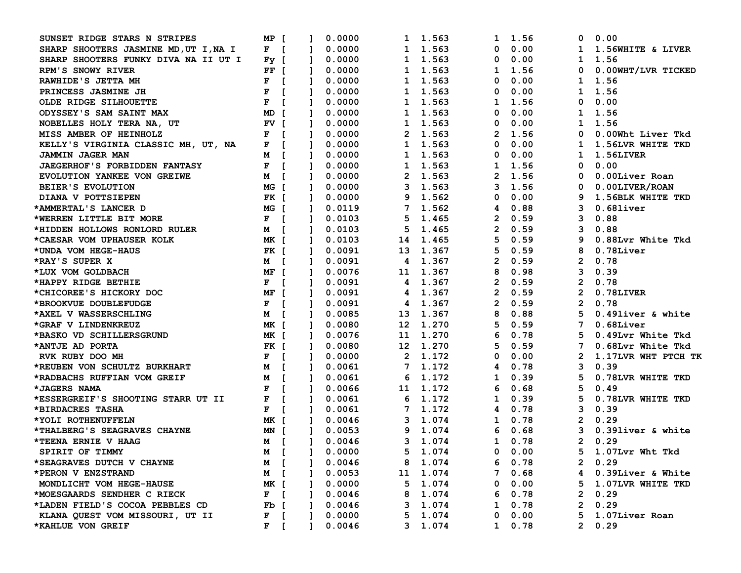```
 SUNSET RIDGE STARS N STRIPES          MP [     ]  0.0000       1  1.563        1  1.56        0  0.00
 SHARP SHOOTERS JASMINE MD,UT I,NA I   F  [     ]  0.0000       1  1.563        0  0.00        1  1.56WHITE & LIVER
 SHARP SHOOTERS FUNKY DIVA NA II UT I  Fy [     ]  0.0000       1  1.563        0  0.00        1  1.56
 RPM'S SNOWY RIVER                     FF [     ]  0.0000       1  1.563        1  1.56        0  0.00WHT/LVR TICKED
 RAWHIDE'S JETTA MH                    F  [     ]  0.0000       1  1.563        0  0.00        1  1.56
 PRINCESS JASMINE JH                   F  [     ]  0.0000       1  1.563        0  0.00        1  1.56
 OLDE RIDGE SILHOUETTE                 F  [     ]  0.0000       1  1.563        1  1.56        0  0.00
 ODYSSEY'S SAM SAINT MAX               MD [     ]  0.0000       1  1.563        0  0.00        1  1.56
 NOBELLES HOLY TERA NA, UT             FV [     ]  0.0000       1  1.563        0  0.00        1  1.56
 MISS AMBER OF HEINHOLZ                F  [     ]  0.0000       2  1.563        2  1.56        0  0.00Wht Liver Tkd
 KELLY'S VIRGINIA CLASSIC MH, UT, NA   F  [     ]  0.0000       1  1.563        0  0.00        1  1.56LVR WHITE TKD
 JAMMIN JAGER MAN                      M  [     ]  0.0000       1  1.563        0  0.00        1  1.56LIVER
 JAEGERHOF'S FORBIDDEN FANTASY         F  [     ]  0.0000       1  1.563        1  1.56        0  0.00
 EVOLUTION YANKEE VON GREIWE           M  [     ]  0.0000       2  1.563        2  1.56        0  0.00Liver Roan
 BEIER'S EVOLUTION                     MG [     ]  0.0000       3  1.563        3  1.56        0  0.00LIVER/ROAN
 DIANA V POTTSIEPEN                    FK [     ]  0.0000       9  1.562        0  0.00        9  1.56BLK WHITE TKD
*AMMERTAL'S LANCER D                   MG [     ]  0.0119       7  1.562        4  0.88        3  0.68liver
*WERREN LITTLE BIT MORE                F  [     ]  0.0103       5  1.465        2  0.59        3  0.88
*HIDDEN HOLLOWS RONLORD RULER          M  [     ]  0.0103       5  1.465        2  0.59        3  0.88
*CAESAR VOM UPHAUSER KOLK              MK [     ]  0.0103      14  1.465        5  0.59        9  0.88Lvr White Tkd
*UNDA VOM HEGE-HAUS                    FK [     ]  0.0091      13  1.367        5  0.59        8  0.78Liver
*RAY'S SUPER X                         M  [     ]  0.0091       4  1.367        2  0.59        2  0.78
*LUX VOM GOLDBACH                      MF [     ]  0.0076      11  1.367        8  0.98        3  0.39
*HAPPY RIDGE BETHIE                    F  [     ]  0.0091       4  1.367        2  0.59        2  0.78
*CHICOREE'S HICKORY DOC                MF [     ]  0.0091       4  1.367        2  0.59        2  0.78LIVER
*BROOKVUE DOUBLEFUDGE                  F  [     ]  0.0091       4  1.367        2  0.59        2  0.78
*AXEL V WASSERSCHLING                  M  [     ]  0.0085      13  1.367        8  0.88        5  0.49liver & white
*GRAF V LINDENKREUZ                    MK [     ]  0.0080      12  1.270        5  0.59        7  0.68Liver
*BASKO VD SCHILLERSGRUND               MK [     ]  0.0076      11  1.270        6  0.78        5  0.49Lvr White Tkd
*ANTJE AD PORTA                        FK [     ]  0.0080      12  1.270        5  0.59        7  0.68Lvr White Tkd
 RVK RUBY DOO MH                       F  [     ]  0.0000       2  1.172        0  0.00        2  1.17LVR WHT PTCH TK
*REUBEN VON SCHULTZ BURKHART           M  [     ]  0.0061       7  1.172        4  0.78        3  0.39
*RADBACHS RUFFIAN VOM GREIF            M  [     ]  0.0061       6  1.172        1  0.39        5  0.78LVR WHITE TKD
*JAGERS NAMA                           F  [     ]  0.0066      11  1.172        6  0.68        5  0.49
*ESSERGREIF'S SHOOTING STARR UT II     F  [     ]  0.0061       6  1.172        1  0.39        5  0.78LVR WHITE TKD
*BIRDACRES TASHA                       F  [     ]  0.0061       7  1.172        4  0.78        3  0.39
*YOLI ROTHENUFFELN                     MK [     ]  0.0046       3  1.074        1  0.78        2  0.29
*THALBERG'S SEAGRAVES CHAYNE           MN [     ]  0.0053       9  1.074        6  0.68        3  0.39liver & white
*TEENA ERNIE V HAAG                    M  [     ]  0.0046       3  1.074        1  0.78        2  0.29
 SPIRIT OF TIMMY                       M  [     ]  0.0000       5  1.074        0  0.00        5  1.07Lvr Wht Tkd
*SEAGRAVES DUTCH V CHAYNE              M  [     ]  0.0046       8  1.074        6  0.78        2  0.29
*PERON V ENZSTRAND                     M  [     ]  0.0053      11  1.074        7  0.68        4  0.39Liver & White
 MONDLICHT VOM HEGE-HAUSE              MK [     ]  0.0000       5  1.074        0  0.00        5  1.07LVR WHITE TKD
*MOESGAARDS SENDHER C RIECK            F  [     ]  0.0046       8  1.074        6  0.78        2  0.29
*LADEN FIELD'S COCOA PEBBLES CD        Fb [     ]  0.0046       3  1.074        1  0.78        2  0.29
 KLANA QUEST VOM MISSOURI, UT II       F  [     ]  0.0000       5  1.074        0  0.00        5  1.07Liver Roan
*KAHLUE VON GREIF                      F  [     ]  0.0046       3  1.074        1  0.78        2  0.29
```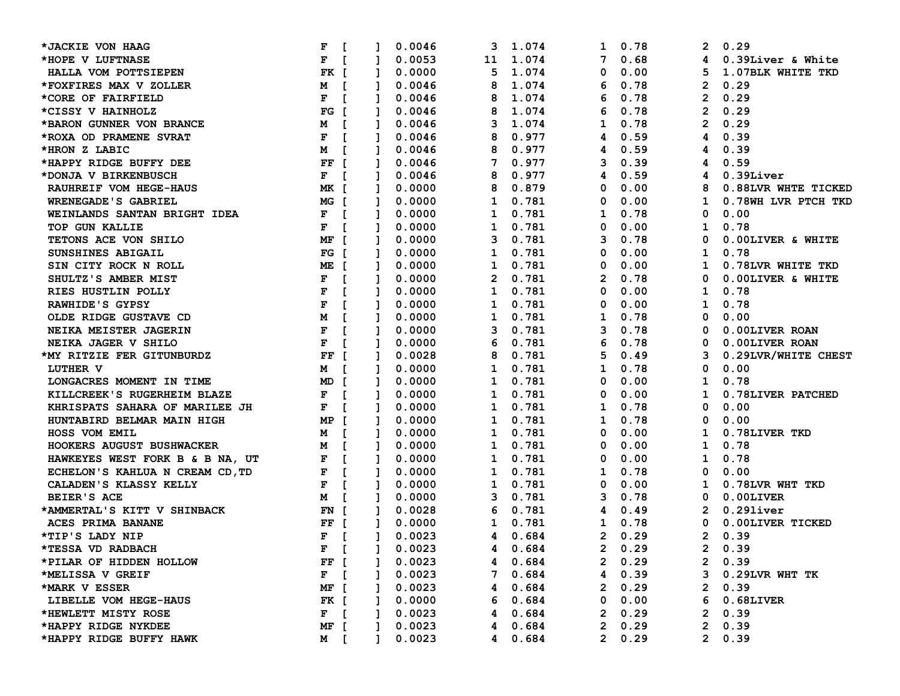| | | | | | | | | | | |
|---|---|---|---|---|---|---|---|---|---|---|
| *JACKIE VON HAAG | F | [ ] | 0.0046 | 3 | 1.074 | 1 | 0.78 | 2 | 0.29 | |
| *HOPE V LUFTNASE | F | [ ] | 0.0053 | 11 | 1.074 | 7 | 0.68 | 4 | 0.39 | Liver & White |
| HALLA VOM POTTSIEPEN | FK | [ ] | 0.0000 | 5 | 1.074 | 0 | 0.00 | 5 | 1.07 | BLK WHITE TKD |
| *FOXFIRES MAX V ZOLLER | M | [ ] | 0.0046 | 8 | 1.074 | 6 | 0.78 | 2 | 0.29 | |
| *CORE OF FAIRFIELD | F | [ ] | 0.0046 | 8 | 1.074 | 6 | 0.78 | 2 | 0.29 | |
| *CISSY V HAINHOLZ | FG | [ ] | 0.0046 | 8 | 1.074 | 6 | 0.78 | 2 | 0.29 | |
| *BARON GUNNER VON BRANCE | M | [ ] | 0.0046 | 3 | 1.074 | 1 | 0.78 | 2 | 0.29 | |
| *ROXA OD PRAMENE SVRAT | F | [ ] | 0.0046 | 8 | 0.977 | 4 | 0.59 | 4 | 0.39 | |
| *HRON Z LABIC | M | [ ] | 0.0046 | 8 | 0.977 | 4 | 0.59 | 4 | 0.39 | |
| *HAPPY RIDGE BUFFY DEE | FF | [ ] | 0.0046 | 7 | 0.977 | 3 | 0.39 | 4 | 0.59 | |
| *DONJA V BIRKENBUSCH | F | [ ] | 0.0046 | 8 | 0.977 | 4 | 0.59 | 4 | 0.39 | Liver |
| RAUHREIF VOM HEGE-HAUS | MK | [ ] | 0.0000 | 8 | 0.879 | 0 | 0.00 | 8 | 0.88 | LVR WHTE TICKED |
| WRENEGADE'S GABRIEL | MG | [ ] | 0.0000 | 1 | 0.781 | 0 | 0.00 | 1 | 0.78 | WH LVR PTCH TKD |
| WEINLANDS SANTAN BRIGHT IDEA | F | [ ] | 0.0000 | 1 | 0.781 | 1 | 0.78 | 0 | 0.00 | |
| TOP GUN KALLIE | F | [ ] | 0.0000 | 1 | 0.781 | 0 | 0.00 | 1 | 0.78 | |
| TETONS ACE VON SHILO | MF | [ ] | 0.0000 | 3 | 0.781 | 3 | 0.78 | 0 | 0.00 | LIVER & WHITE |
| SUNSHINES ABIGAIL | FG | [ ] | 0.0000 | 1 | 0.781 | 0 | 0.00 | 1 | 0.78 | |
| SIN CITY ROCK N ROLL | ME | [ ] | 0.0000 | 1 | 0.781 | 0 | 0.00 | 1 | 0.78 | LVR WHITE TKD |
| SHULTZ'S AMBER MIST | F | [ ] | 0.0000 | 2 | 0.781 | 2 | 0.78 | 0 | 0.00 | LIVER & WHITE |
| RIES HUSTLIN POLLY | F | [ ] | 0.0000 | 1 | 0.781 | 0 | 0.00 | 1 | 0.78 | |
| RAWHIDE'S GYPSY | F | [ ] | 0.0000 | 1 | 0.781 | 0 | 0.00 | 1 | 0.78 | |
| OLDE RIDGE GUSTAVE CD | M | [ ] | 0.0000 | 1 | 0.781 | 1 | 0.78 | 0 | 0.00 | |
| NEIKA MEISTER JAGERIN | F | [ ] | 0.0000 | 3 | 0.781 | 3 | 0.78 | 0 | 0.00 | LIVER ROAN |
| NEIKA JAGER V SHILO | F | [ ] | 0.0000 | 6 | 0.781 | 6 | 0.78 | 0 | 0.00 | LIVER ROAN |
| *MY RITZIE FER GITUNBURDZ | FF | [ ] | 0.0028 | 8 | 0.781 | 5 | 0.49 | 3 | 0.29 | LVR/WHITE CHEST |
| LUTHER V | M | [ ] | 0.0000 | 1 | 0.781 | 1 | 0.78 | 0 | 0.00 | |
| LONGACRES MOMENT IN TIME | MD | [ ] | 0.0000 | 1 | 0.781 | 0 | 0.00 | 1 | 0.78 | |
| KILLCREEK'S RUGERHEIM BLAZE | F | [ ] | 0.0000 | 1 | 0.781 | 0 | 0.00 | 1 | 0.78 | LIVER PATCHED |
| KHRISPATS SAHARA OF MARILEE JH | F | [ ] | 0.0000 | 1 | 0.781 | 1 | 0.78 | 0 | 0.00 | |
| HUNTABIRD BELMAR MAIN HIGH | MP | [ ] | 0.0000 | 1 | 0.781 | 1 | 0.78 | 0 | 0.00 | |
| HOSS VOM EMIL | M | [ ] | 0.0000 | 1 | 0.781 | 0 | 0.00 | 1 | 0.78 | LIVER TKD |
| HOOKERS AUGUST BUSHWACKER | M | [ ] | 0.0000 | 1 | 0.781 | 0 | 0.00 | 1 | 0.78 | |
| HAWKEYES WEST FORK B & B NA, UT | F | [ ] | 0.0000 | 1 | 0.781 | 0 | 0.00 | 1 | 0.78 | |
| ECHELON'S KAHLUA N CREAM CD,TD | F | [ ] | 0.0000 | 1 | 0.781 | 1 | 0.78 | 0 | 0.00 | |
| CALADEN'S KLASSY KELLY | F | [ ] | 0.0000 | 1 | 0.781 | 0 | 0.00 | 1 | 0.78 | LVR WHT TKD |
| BEIER'S ACE | M | [ ] | 0.0000 | 3 | 0.781 | 3 | 0.78 | 0 | 0.00 | LIVER |
| *AMMERTAL'S KITT V SHINBACK | FN | [ ] | 0.0028 | 6 | 0.781 | 4 | 0.49 | 2 | 0.29 | liver |
| ACES PRIMA BANANE | FF | [ ] | 0.0000 | 1 | 0.781 | 1 | 0.78 | 0 | 0.00 | LIVER TICKED |
| *TIP'S LADY NIP | F | [ ] | 0.0023 | 4 | 0.684 | 2 | 0.29 | 2 | 0.39 | |
| *TESSA VD RADBACH | F | [ ] | 0.0023 | 4 | 0.684 | 2 | 0.29 | 2 | 0.39 | |
| *PILAR OF HIDDEN HOLLOW | FF | [ ] | 0.0023 | 4 | 0.684 | 2 | 0.29 | 2 | 0.39 | |
| *MELISSA V GREIF | F | [ ] | 0.0023 | 7 | 0.684 | 4 | 0.39 | 3 | 0.29 | LVR WHT TK |
| *MARK V ESSER | MF | [ ] | 0.0023 | 4 | 0.684 | 2 | 0.29 | 2 | 0.39 | |
| LIBELLE VOM HEGE-HAUS | FK | [ ] | 0.0000 | 6 | 0.684 | 0 | 0.00 | 6 | 0.68 | LIVER |
| *HEWLETT MISTY ROSE | F | [ ] | 0.0023 | 4 | 0.684 | 2 | 0.29 | 2 | 0.39 | |
| *HAPPY RIDGE NYKDEE | MF | [ ] | 0.0023 | 4 | 0.684 | 2 | 0.29 | 2 | 0.39 | |
| *HAPPY RIDGE BUFFY HAWK | M | [ ] | 0.0023 | 4 | 0.684 | 2 | 0.29 | 2 | 0.39 | |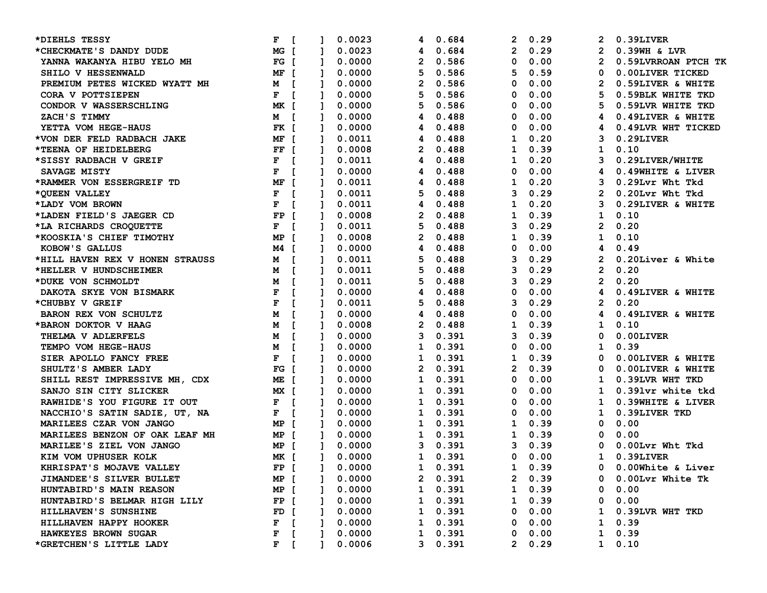| Name | Sex | [ ] | Value | N | Score | N | Score | N | Score/Color |
|---|---|---|---|---|---|---|---|---|---|
| *DIEHLS TESSY | F | [ ] | 0.0023 | 4 | 0.684 | 2 | 0.29 | 2 | 0.39LIVER |
| *CHECKMATE'S DANDY DUDE | MG | [ ] | 0.0023 | 4 | 0.684 | 2 | 0.29 | 2 | 0.39WH & LVR |
| YANNA WAKANYA HIBU YELO MH | FG | [ ] | 0.0000 | 2 | 0.586 | 0 | 0.00 | 2 | 0.59LVRROAN PTCH TK |
| SHILO V HESSENWALD | MF | [ ] | 0.0000 | 5 | 0.586 | 5 | 0.59 | 0 | 0.00LIVER TICKED |
| PREMIUM PETES WICKED WYATT MH | M | [ ] | 0.0000 | 2 | 0.586 | 0 | 0.00 | 2 | 0.59LIVER & WHITE |
| CORA V POTTSIEPEN | F | [ ] | 0.0000 | 5 | 0.586 | 0 | 0.00 | 5 | 0.59BLK WHITE TKD |
| CONDOR V WASSERSCHLING | MK | [ ] | 0.0000 | 5 | 0.586 | 0 | 0.00 | 5 | 0.59LVR WHITE TKD |
| ZACH'S TIMMY | M | [ ] | 0.0000 | 4 | 0.488 | 0 | 0.00 | 4 | 0.49LIVER & WHITE |
| YETTA VOM HEGE-HAUS | FK | [ ] | 0.0000 | 4 | 0.488 | 0 | 0.00 | 4 | 0.49LVR WHT TICKED |
| *VON DER FELD RADBACH JAKE | MF | [ ] | 0.0011 | 4 | 0.488 | 1 | 0.20 | 3 | 0.29LIVER |
| *TEENA OF HEIDELBERG | FF | [ ] | 0.0008 | 2 | 0.488 | 1 | 0.39 | 1 | 0.10 |
| *SISSY RADBACH V GREIF | F | [ ] | 0.0011 | 4 | 0.488 | 1 | 0.20 | 3 | 0.29LIVER/WHITE |
| SAVAGE MISTY | F | [ ] | 0.0000 | 4 | 0.488 | 0 | 0.00 | 4 | 0.49WHITE & LIVER |
| *RAMMER VON ESSERGREIF TD | MF | [ ] | 0.0011 | 4 | 0.488 | 1 | 0.20 | 3 | 0.29Lvr Wht Tkd |
| *QUEEN VALLEY | F | [ ] | 0.0011 | 5 | 0.488 | 3 | 0.29 | 2 | 0.20Lvr Wht Tkd |
| *LADY VOM BROWN | F | [ ] | 0.0011 | 4 | 0.488 | 1 | 0.20 | 3 | 0.29LIVER & WHITE |
| *LADEN FIELD'S JAEGER CD | FP | [ ] | 0.0008 | 2 | 0.488 | 1 | 0.39 | 1 | 0.10 |
| *LA RICHARDS CROQUETTE | F | [ ] | 0.0011 | 5 | 0.488 | 3 | 0.29 | 2 | 0.20 |
| *KOOSKIA'S CHIEF TIMOTHY | MP | [ ] | 0.0008 | 2 | 0.488 | 1 | 0.39 | 1 | 0.10 |
| KOBOW'S GALLUS | M4 | [ ] | 0.0000 | 4 | 0.488 | 0 | 0.00 | 4 | 0.49 |
| *HILL HAVEN REX V HONEN STRAUSS | M | [ ] | 0.0011 | 5 | 0.488 | 3 | 0.29 | 2 | 0.20Liver & White |
| *HELLER V HUNDSCHEIMER | M | [ ] | 0.0011 | 5 | 0.488 | 3 | 0.29 | 2 | 0.20 |
| *DUKE VON SCHMOLDT | M | [ ] | 0.0011 | 5 | 0.488 | 3 | 0.29 | 2 | 0.20 |
| DAKOTA SKYE VON BISMARK | F | [ ] | 0.0000 | 4 | 0.488 | 0 | 0.00 | 4 | 0.49LIVER & WHITE |
| *CHUBBY V GREIF | F | [ ] | 0.0011 | 5 | 0.488 | 3 | 0.29 | 2 | 0.20 |
| BARON REX VON SCHULTZ | M | [ ] | 0.0000 | 4 | 0.488 | 0 | 0.00 | 4 | 0.49LIVER & WHITE |
| *BARON DOKTOR V HAAG | M | [ ] | 0.0008 | 2 | 0.488 | 1 | 0.39 | 1 | 0.10 |
| THELMA V ADLERFELS | M | [ ] | 0.0000 | 3 | 0.391 | 3 | 0.39 | 0 | 0.00LIVER |
| TEMPO VOM HEGE-HAUS | M | [ ] | 0.0000 | 1 | 0.391 | 0 | 0.00 | 1 | 0.39 |
| SIER APOLLO FANCY FREE | F | [ ] | 0.0000 | 1 | 0.391 | 1 | 0.39 | 0 | 0.00LIVER & WHITE |
| SHULTZ'S AMBER LADY | FG | [ ] | 0.0000 | 2 | 0.391 | 2 | 0.39 | 0 | 0.00LIVER & WHITE |
| SHILL REST IMPRESSIVE MH, CDX | ME | [ ] | 0.0000 | 1 | 0.391 | 0 | 0.00 | 1 | 0.39LVR WHT TKD |
| SANJO SIN CITY SLICKER | MX | [ ] | 0.0000 | 1 | 0.391 | 0 | 0.00 | 1 | 0.39lvr white tkd |
| RAWHIDE'S YOU FIGURE IT OUT | F | [ ] | 0.0000 | 1 | 0.391 | 0 | 0.00 | 1 | 0.39WHITE & LIVER |
| NACCHIO'S SATIN SADIE, UT, NA | F | [ ] | 0.0000 | 1 | 0.391 | 0 | 0.00 | 1 | 0.39LIVER TKD |
| MARILEES CZAR VON JANGO | MP | [ ] | 0.0000 | 1 | 0.391 | 1 | 0.39 | 0 | 0.00 |
| MARILEES BENZON OF OAK LEAF MH | MP | [ ] | 0.0000 | 1 | 0.391 | 1 | 0.39 | 0 | 0.00 |
| MARILEE'S ZIEL VON JANGO | MP | [ ] | 0.0000 | 3 | 0.391 | 3 | 0.39 | 0 | 0.00Lvr Wht Tkd |
| KIM VOM UPHUSER KOLK | MK | [ ] | 0.0000 | 1 | 0.391 | 0 | 0.00 | 1 | 0.39LIVER |
| KHRISPAT'S MOJAVE VALLEY | FP | [ ] | 0.0000 | 1 | 0.391 | 1 | 0.39 | 0 | 0.00White & Liver |
| JIMANDEE'S SILVER BULLET | MP | [ ] | 0.0000 | 2 | 0.391 | 2 | 0.39 | 0 | 0.00Lvr White Tk |
| HUNTABIRD'S MAIN REASON | MP | [ ] | 0.0000 | 1 | 0.391 | 1 | 0.39 | 0 | 0.00 |
| HUNTABIRD'S BELMAR HIGH LILY | FP | [ ] | 0.0000 | 1 | 0.391 | 1 | 0.39 | 0 | 0.00 |
| HILLHAVEN'S SUNSHINE | FD | [ ] | 0.0000 | 1 | 0.391 | 0 | 0.00 | 1 | 0.39LVR WHT TKD |
| HILLHAVEN HAPPY HOOKER | F | [ ] | 0.0000 | 1 | 0.391 | 0 | 0.00 | 1 | 0.39 |
| HAWKEYES BROWN SUGAR | F | [ ] | 0.0000 | 1 | 0.391 | 0 | 0.00 | 1 | 0.39 |
| *GRETCHEN'S LITTLE LADY | F | [ ] | 0.0006 | 3 | 0.391 | 2 | 0.29 | 1 | 0.10 |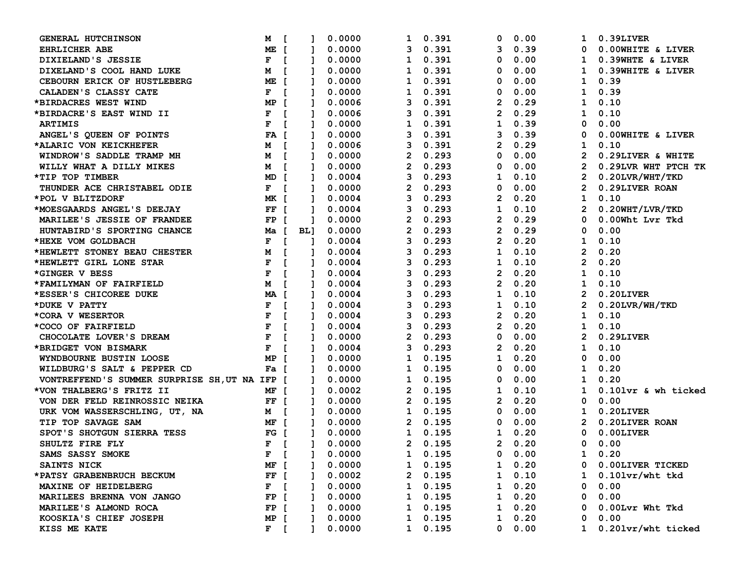| Name | Sex | [ ] | Value | N | Value | N | Value | N | Value / Color |
|---|---|---|---|---|---|---|---|---|---|
| GENERAL HUTCHINSON | M | [ ] | 0.0000 | 1 | 0.391 | 0 | 0.00 | 1 | 0.39LIVER |
| EHRLICHER ABE | ME | [ ] | 0.0000 | 3 | 0.391 | 3 | 0.39 | 0 | 0.00WHITE & LIVER |
| DIXIELAND'S JESSIE | F | [ ] | 0.0000 | 1 | 0.391 | 0 | 0.00 | 1 | 0.39WHTE & LIVER |
| DIXELAND'S COOL HAND LUKE | M | [ ] | 0.0000 | 1 | 0.391 | 0 | 0.00 | 1 | 0.39WHITE & LIVER |
| CEBOURN ERICK OF HUSTLEBERG | ME | [ ] | 0.0000 | 1 | 0.391 | 0 | 0.00 | 1 | 0.39 |
| CALADEN'S CLASSY CATE | F | [ ] | 0.0000 | 1 | 0.391 | 0 | 0.00 | 1 | 0.39 |
| *BIRDACRES WEST WIND | MP | [ ] | 0.0006 | 3 | 0.391 | 2 | 0.29 | 1 | 0.10 |
| *BIRDACRE'S EAST WIND II | F | [ ] | 0.0006 | 3 | 0.391 | 2 | 0.29 | 1 | 0.10 |
| ARTIMIS | F | [ ] | 0.0000 | 1 | 0.391 | 1 | 0.39 | 0 | 0.00 |
| ANGEL'S QUEEN OF POINTS | FA | [ ] | 0.0000 | 3 | 0.391 | 3 | 0.39 | 0 | 0.00WHITE & LIVER |
| *ALARIC VON KEICKHEFER | M | [ ] | 0.0006 | 3 | 0.391 | 2 | 0.29 | 1 | 0.10 |
| WINDROW'S SADDLE TRAMP MH | M | [ ] | 0.0000 | 2 | 0.293 | 0 | 0.00 | 2 | 0.29LIVER & WHITE |
| WILLY WHAT A DILLY MIKES | M | [ ] | 0.0000 | 2 | 0.293 | 0 | 0.00 | 2 | 0.29LVR WHT PTCH TK |
| *TIP TOP TIMBER | MD | [ ] | 0.0004 | 3 | 0.293 | 1 | 0.10 | 2 | 0.20LVR/WHT/TKD |
| THUNDER ACE CHRISTABEL ODIE | F | [ ] | 0.0000 | 2 | 0.293 | 0 | 0.00 | 2 | 0.29LIVER ROAN |
| *POL V BLITZDORF | MK | [ ] | 0.0004 | 3 | 0.293 | 2 | 0.20 | 1 | 0.10 |
| *MOESGAARDS ANGEL'S DEEJAY | FF | [ ] | 0.0004 | 3 | 0.293 | 1 | 0.10 | 2 | 0.20WHT/LVR/TKD |
| MARILEE'S JESSIE OF FRANDEE | FP | [ ] | 0.0000 | 2 | 0.293 | 2 | 0.29 | 0 | 0.00Wht Lvr Tkd |
| HUNTABIRD'S SPORTING CHANCE | Ma | [ BL] | 0.0000 | 2 | 0.293 | 2 | 0.29 | 0 | 0.00 |
| *HEXE VOM GOLDBACH | F | [ ] | 0.0004 | 3 | 0.293 | 2 | 0.20 | 1 | 0.10 |
| *HEWLETT STONEY BEAU CHESTER | M | [ ] | 0.0004 | 3 | 0.293 | 1 | 0.10 | 2 | 0.20 |
| *HEWLETT GIRL LONE STAR | F | [ ] | 0.0004 | 3 | 0.293 | 1 | 0.10 | 2 | 0.20 |
| *GINGER V BESS | F | [ ] | 0.0004 | 3 | 0.293 | 2 | 0.20 | 1 | 0.10 |
| *FAMILYMAN OF FAIRFIELD | M | [ ] | 0.0004 | 3 | 0.293 | 2 | 0.20 | 1 | 0.10 |
| *ESSER'S CHICOREE DUKE | MA | [ ] | 0.0004 | 3 | 0.293 | 1 | 0.10 | 2 | 0.20LIVER |
| *DUKE V PATTY | F | [ ] | 0.0004 | 3 | 0.293 | 1 | 0.10 | 2 | 0.20LVR/WH/TKD |
| *CORA V WESERTOR | F | [ ] | 0.0004 | 3 | 0.293 | 2 | 0.20 | 1 | 0.10 |
| *COCO OF FAIRFIELD | F | [ ] | 0.0004 | 3 | 0.293 | 2 | 0.20 | 1 | 0.10 |
| CHOCOLATE LOVER'S DREAM | F | [ ] | 0.0000 | 2 | 0.293 | 0 | 0.00 | 2 | 0.29LIVER |
| *BRIDGET VON BISMARK | F | [ ] | 0.0004 | 3 | 0.293 | 2 | 0.20 | 1 | 0.10 |
| WYNDBOURNE BUSTIN LOOSE | MP | [ ] | 0.0000 | 1 | 0.195 | 1 | 0.20 | 0 | 0.00 |
| WILDBURG'S SALT & PEPPER CD | Fa | [ ] | 0.0000 | 1 | 0.195 | 0 | 0.00 | 1 | 0.20 |
| VONTREFFEND'S SUMMER SURPRISE SH,UT NA I | FP | [ ] | 0.0000 | 1 | 0.195 | 0 | 0.00 | 1 | 0.20 |
| *VON THALBERG'S FRITZ II | MF | [ ] | 0.0002 | 2 | 0.195 | 1 | 0.10 | 1 | 0.10lvr & wh ticked |
| VON DER FELD REINROSSIC NEIKA | FF | [ ] | 0.0000 | 2 | 0.195 | 2 | 0.20 | 0 | 0.00 |
| URK VOM WASSERSCHLING, UT, NA | M | [ ] | 0.0000 | 1 | 0.195 | 0 | 0.00 | 1 | 0.20LIVER |
| TIP TOP SAVAGE SAM | MF | [ ] | 0.0000 | 2 | 0.195 | 0 | 0.00 | 2 | 0.20LIVER ROAN |
| SPOT'S SHOTGUN SIERRA TESS | FG | [ ] | 0.0000 | 1 | 0.195 | 1 | 0.20 | 0 | 0.00LIVER |
| SHULTZ FIRE FLY | F | [ ] | 0.0000 | 2 | 0.195 | 2 | 0.20 | 0 | 0.00 |
| SAMS SASSY SMOKE | F | [ ] | 0.0000 | 1 | 0.195 | 0 | 0.00 | 1 | 0.20 |
| SAINTS NICK | MF | [ ] | 0.0000 | 1 | 0.195 | 1 | 0.20 | 0 | 0.00LIVER TICKED |
| *PATSY GRABENBRUCH BECKUM | FF | [ ] | 0.0002 | 2 | 0.195 | 1 | 0.10 | 1 | 0.10lvr/wht tkd |
| MAXINE OF HEIDELBERG | F | [ ] | 0.0000 | 1 | 0.195 | 1 | 0.20 | 0 | 0.00 |
| MARILEES BRENNA VON JANGO | FP | [ ] | 0.0000 | 1 | 0.195 | 1 | 0.20 | 0 | 0.00 |
| MARILEE'S ALMOND ROCA | FP | [ ] | 0.0000 | 1 | 0.195 | 1 | 0.20 | 0 | 0.00Lvr Wht Tkd |
| KOOSKIA'S CHIEF JOSEPH | MP | [ ] | 0.0000 | 1 | 0.195 | 1 | 0.20 | 0 | 0.00 |
| KISS ME KATE | F | [ ] | 0.0000 | 1 | 0.195 | 0 | 0.00 | 1 | 0.20lvr/wht ticked |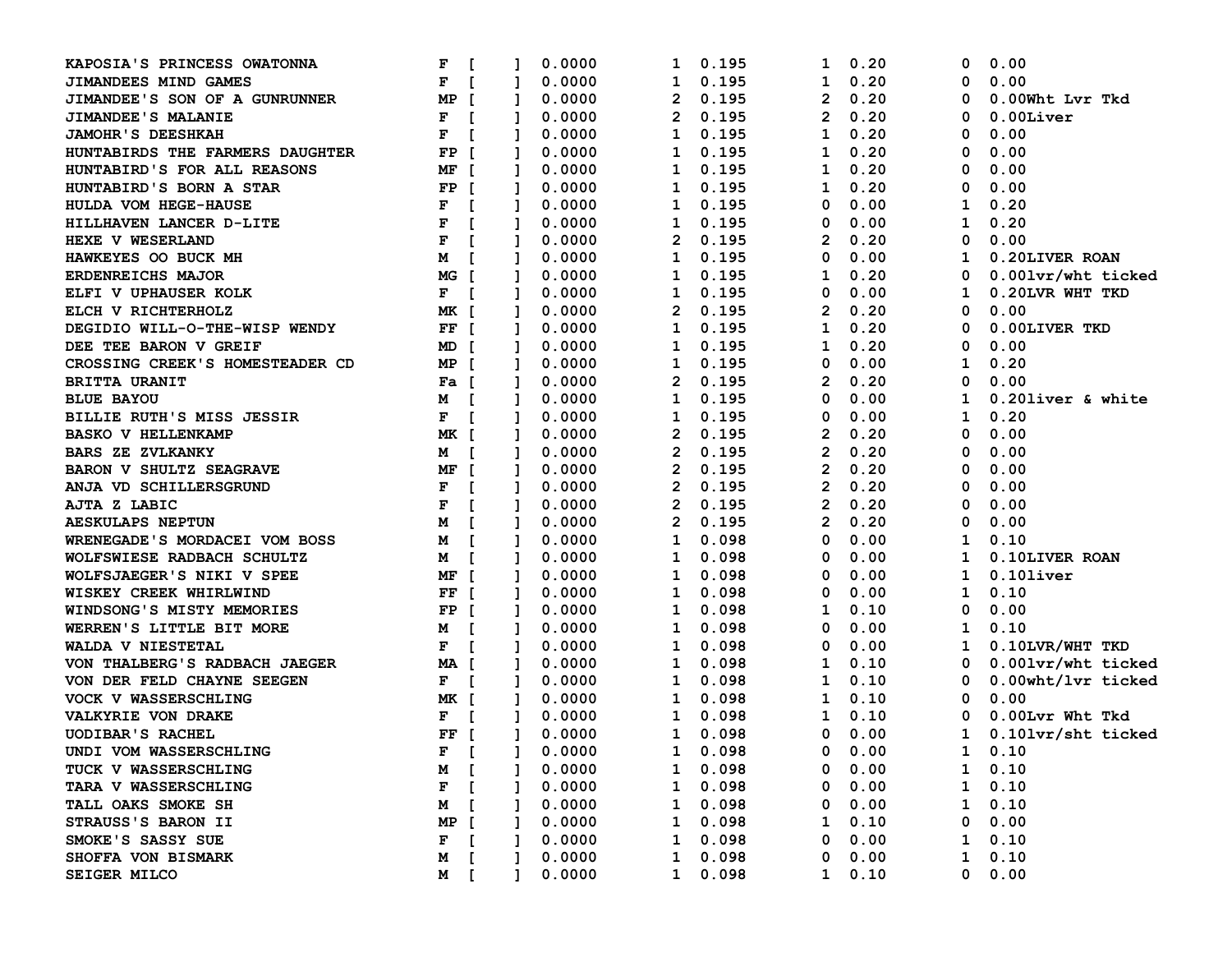| | | | | | | | | | | |
|---|---|---|---|---|---|---|---|---|---|---|
| KAPOSIA'S PRINCESS OWATONNA | F | [ ] | 0.0000 | 1 | 0.195 | 1 | 0.20 | 0 | 0.00 | |
| JIMANDEES MIND GAMES | F | [ ] | 0.0000 | 1 | 0.195 | 1 | 0.20 | 0 | 0.00 | |
| JIMANDEE'S SON OF A GUNRUNNER | MP | [ ] | 0.0000 | 2 | 0.195 | 2 | 0.20 | 0 | 0.00 | Wht Lvr Tkd |
| JIMANDEE'S MALANIE | F | [ ] | 0.0000 | 2 | 0.195 | 2 | 0.20 | 0 | 0.00 | Liver |
| JAMOHR'S DEESHKAH | F | [ ] | 0.0000 | 1 | 0.195 | 1 | 0.20 | 0 | 0.00 | |
| HUNTABIRDS THE FARMERS DAUGHTER | FP | [ ] | 0.0000 | 1 | 0.195 | 1 | 0.20 | 0 | 0.00 | |
| HUNTABIRD'S FOR ALL REASONS | MF | [ ] | 0.0000 | 1 | 0.195 | 1 | 0.20 | 0 | 0.00 | |
| HUNTABIRD'S BORN A STAR | FP | [ ] | 0.0000 | 1 | 0.195 | 1 | 0.20 | 0 | 0.00 | |
| HULDA VOM HEGE-HAUSE | F | [ ] | 0.0000 | 1 | 0.195 | 0 | 0.00 | 1 | 0.20 | |
| HILLHAVEN LANCER D-LITE | F | [ ] | 0.0000 | 1 | 0.195 | 0 | 0.00 | 1 | 0.20 | |
| HEXE V WESERLAND | F | [ ] | 0.0000 | 2 | 0.195 | 2 | 0.20 | 0 | 0.00 | |
| HAWKEYES OO BUCK MH | M | [ ] | 0.0000 | 1 | 0.195 | 0 | 0.00 | 1 | 0.20 | LIVER ROAN |
| ERDENREICHS MAJOR | MG | [ ] | 0.0000 | 1 | 0.195 | 1 | 0.20 | 0 | 0.00 | lvr/wht ticked |
| ELFI V UPHAUSER KOLK | F | [ ] | 0.0000 | 1 | 0.195 | 0 | 0.00 | 1 | 0.20 | LVR WHT TKD |
| ELCH V RICHTERHOLZ | MK | [ ] | 0.0000 | 2 | 0.195 | 2 | 0.20 | 0 | 0.00 | |
| DEGIDIO WILL-O-THE-WISP WENDY | FF | [ ] | 0.0000 | 1 | 0.195 | 1 | 0.20 | 0 | 0.00 | LIVER TKD |
| DEE TEE BARON V GREIF | MD | [ ] | 0.0000 | 1 | 0.195 | 1 | 0.20 | 0 | 0.00 | |
| CROSSING CREEK'S HOMESTEADER CD | MP | [ ] | 0.0000 | 1 | 0.195 | 0 | 0.00 | 1 | 0.20 | |
| BRITTA URANIT | Fa | [ ] | 0.0000 | 2 | 0.195 | 2 | 0.20 | 0 | 0.00 | |
| BLUE BAYOU | M | [ ] | 0.0000 | 1 | 0.195 | 0 | 0.00 | 1 | 0.20 | liver & white |
| BILLIE RUTH'S MISS JESSIR | F | [ ] | 0.0000 | 1 | 0.195 | 0 | 0.00 | 1 | 0.20 | |
| BASKO V HELLENKAMP | MK | [ ] | 0.0000 | 2 | 0.195 | 2 | 0.20 | 0 | 0.00 | |
| BARS ZE ZVLKANKY | M | [ ] | 0.0000 | 2 | 0.195 | 2 | 0.20 | 0 | 0.00 | |
| BARON V SHULTZ SEAGRAVE | MF | [ ] | 0.0000 | 2 | 0.195 | 2 | 0.20 | 0 | 0.00 | |
| ANJA VD SCHILLERSGRUND | F | [ ] | 0.0000 | 2 | 0.195 | 2 | 0.20 | 0 | 0.00 | |
| AJTA Z LABIC | F | [ ] | 0.0000 | 2 | 0.195 | 2 | 0.20 | 0 | 0.00 | |
| AESKULAPS NEPTUN | M | [ ] | 0.0000 | 2 | 0.195 | 2 | 0.20 | 0 | 0.00 | |
| WRENEGADE'S MORDACEI VOM BOSS | M | [ ] | 0.0000 | 1 | 0.098 | 0 | 0.00 | 1 | 0.10 | |
| WOLFSWIESE RADBACH SCHULTZ | M | [ ] | 0.0000 | 1 | 0.098 | 0 | 0.00 | 1 | 0.10 | LIVER ROAN |
| WOLFSJAEGER'S NIKI V SPEE | MF | [ ] | 0.0000 | 1 | 0.098 | 0 | 0.00 | 1 | 0.10 | liver |
| WISKEY CREEK WHIRLWIND | FF | [ ] | 0.0000 | 1 | 0.098 | 0 | 0.00 | 1 | 0.10 | |
| WINDSONG'S MISTY MEMORIES | FP | [ ] | 0.0000 | 1 | 0.098 | 1 | 0.10 | 0 | 0.00 | |
| WERREN'S LITTLE BIT MORE | M | [ ] | 0.0000 | 1 | 0.098 | 0 | 0.00 | 1 | 0.10 | |
| WALDA V NIESTETAL | F | [ ] | 0.0000 | 1 | 0.098 | 0 | 0.00 | 1 | 0.10 | LVR/WHT TKD |
| VON THALBERG'S RADBACH JAEGER | MA | [ ] | 0.0000 | 1 | 0.098 | 1 | 0.10 | 0 | 0.00 | lvr/wht ticked |
| VON DER FELD CHAYNE SEEGEN | F | [ ] | 0.0000 | 1 | 0.098 | 1 | 0.10 | 0 | 0.00 | wht/lvr ticked |
| VOCK V WASSERSCHLING | MK | [ ] | 0.0000 | 1 | 0.098 | 1 | 0.10 | 0 | 0.00 | |
| VALKYRIE VON DRAKE | F | [ ] | 0.0000 | 1 | 0.098 | 1 | 0.10 | 0 | 0.00 | Lvr Wht Tkd |
| UODIBAR'S RACHEL | FF | [ ] | 0.0000 | 1 | 0.098 | 0 | 0.00 | 1 | 0.10 | lvr/sht ticked |
| UNDI VOM WASSERSCHLING | F | [ ] | 0.0000 | 1 | 0.098 | 0 | 0.00 | 1 | 0.10 | |
| TUCK V WASSERSCHLING | M | [ ] | 0.0000 | 1 | 0.098 | 0 | 0.00 | 1 | 0.10 | |
| TARA V WASSERSCHLING | F | [ ] | 0.0000 | 1 | 0.098 | 0 | 0.00 | 1 | 0.10 | |
| TALL OAKS SMOKE SH | M | [ ] | 0.0000 | 1 | 0.098 | 0 | 0.00 | 1 | 0.10 | |
| STRAUSS'S BARON II | MP | [ ] | 0.0000 | 1 | 0.098 | 1 | 0.10 | 0 | 0.00 | |
| SMOKE'S SASSY SUE | F | [ ] | 0.0000 | 1 | 0.098 | 0 | 0.00 | 1 | 0.10 | |
| SHOFFA VON BISMARK | M | [ ] | 0.0000 | 1 | 0.098 | 0 | 0.00 | 1 | 0.10 | |
| SEIGER MILCO | M | [ ] | 0.0000 | 1 | 0.098 | 1 | 0.10 | 0 | 0.00 | |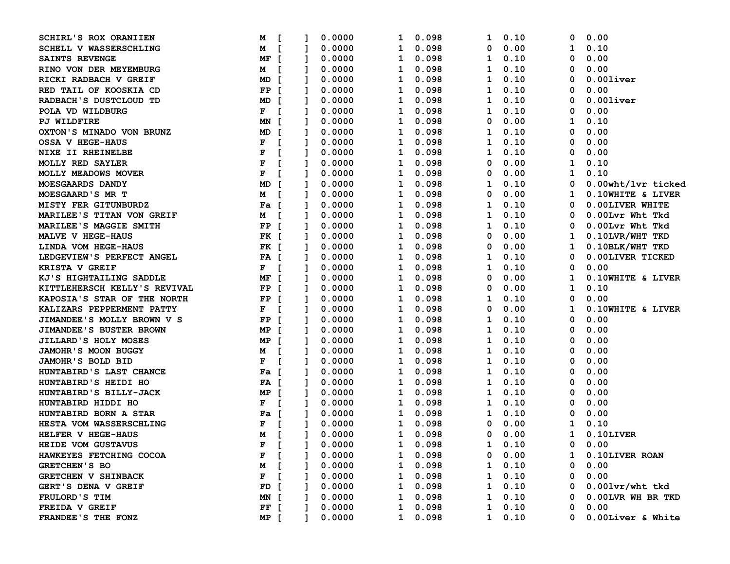| | | | | | | | | | |
|---|---|---|---|---|---|---|---|---|---|
| SCHIRL'S ROX ORANIIEN | M | [ ] | 0.0000 | 1 | 0.098 | 1 | 0.10 | 0 | 0.00 |
| SCHELL V WASSERSCHLING | M | [ ] | 0.0000 | 1 | 0.098 | 0 | 0.00 | 1 | 0.10 |
| SAINTS REVENGE | MF | [ ] | 0.0000 | 1 | 0.098 | 1 | 0.10 | 0 | 0.00 |
| RINO VON DER MEYEMBURG | M | [ ] | 0.0000 | 1 | 0.098 | 1 | 0.10 | 0 | 0.00 |
| RICKI RADBACH V GREIF | MD | [ ] | 0.0000 | 1 | 0.098 | 1 | 0.10 | 0 | 0.00liver |
| RED TAIL OF KOOSKIA CD | FP | [ ] | 0.0000 | 1 | 0.098 | 1 | 0.10 | 0 | 0.00 |
| RADBACH'S DUSTCLOUD TD | MD | [ ] | 0.0000 | 1 | 0.098 | 1 | 0.10 | 0 | 0.00liver |
| POLA VD WILDBURG | F | [ ] | 0.0000 | 1 | 0.098 | 1 | 0.10 | 0 | 0.00 |
| PJ WILDFIRE | MN | [ ] | 0.0000 | 1 | 0.098 | 0 | 0.00 | 1 | 0.10 |
| OXTON'S MINADO VON BRUNZ | MD | [ ] | 0.0000 | 1 | 0.098 | 1 | 0.10 | 0 | 0.00 |
| OSSA V HEGE-HAUS | F | [ ] | 0.0000 | 1 | 0.098 | 1 | 0.10 | 0 | 0.00 |
| NIXE II RHEINELBE | F | [ ] | 0.0000 | 1 | 0.098 | 1 | 0.10 | 0 | 0.00 |
| MOLLY RED SAYLER | F | [ ] | 0.0000 | 1 | 0.098 | 0 | 0.00 | 1 | 0.10 |
| MOLLY MEADOWS MOVER | F | [ ] | 0.0000 | 1 | 0.098 | 0 | 0.00 | 1 | 0.10 |
| MOESGAARDS DANDY | MD | [ ] | 0.0000 | 1 | 0.098 | 1 | 0.10 | 0 | 0.00wht/lvr ticked |
| MOESGAARD'S MR T | M | [ ] | 0.0000 | 1 | 0.098 | 0 | 0.00 | 1 | 0.10WHITE & LIVER |
| MISTY FER GITUNBURDZ | Fa | [ ] | 0.0000 | 1 | 0.098 | 1 | 0.10 | 0 | 0.00LIVER WHITE |
| MARILEE'S TITAN VON GREIF | M | [ ] | 0.0000 | 1 | 0.098 | 1 | 0.10 | 0 | 0.00Lvr Wht Tkd |
| MARILEE'S MAGGIE SMITH | FP | [ ] | 0.0000 | 1 | 0.098 | 1 | 0.10 | 0 | 0.00Lvr Wht Tkd |
| MALVE V HEGE-HAUS | FK | [ ] | 0.0000 | 1 | 0.098 | 0 | 0.00 | 1 | 0.10LVR/WHT TKD |
| LINDA VOM HEGE-HAUS | FK | [ ] | 0.0000 | 1 | 0.098 | 0 | 0.00 | 1 | 0.10BLK/WHT TKD |
| LEDGEVIEW'S PERFECT ANGEL | FA | [ ] | 0.0000 | 1 | 0.098 | 1 | 0.10 | 0 | 0.00LIVER TICKED |
| KRISTA V GREIF | F | [ ] | 0.0000 | 1 | 0.098 | 1 | 0.10 | 0 | 0.00 |
| KJ'S HIGHTAILING SADDLE | MF | [ ] | 0.0000 | 1 | 0.098 | 0 | 0.00 | 1 | 0.10WHITE & LIVER |
| KITTLEHERSCH KELLY'S REVIVAL | FP | [ ] | 0.0000 | 1 | 0.098 | 0 | 0.00 | 1 | 0.10 |
| KAPOSIA'S STAR OF THE NORTH | FP | [ ] | 0.0000 | 1 | 0.098 | 1 | 0.10 | 0 | 0.00 |
| KALIZARS PEPPERMENT PATTY | F | [ ] | 0.0000 | 1 | 0.098 | 0 | 0.00 | 1 | 0.10WHITE & LIVER |
| JIMANDEE'S MOLLY BROWN V S | FP | [ ] | 0.0000 | 1 | 0.098 | 1 | 0.10 | 0 | 0.00 |
| JIMANDEE'S BUSTER BROWN | MP | [ ] | 0.0000 | 1 | 0.098 | 1 | 0.10 | 0 | 0.00 |
| JILLARD'S HOLY MOSES | MP | [ ] | 0.0000 | 1 | 0.098 | 1 | 0.10 | 0 | 0.00 |
| JAMOHR'S MOON BUGGY | M | [ ] | 0.0000 | 1 | 0.098 | 1 | 0.10 | 0 | 0.00 |
| JAMOHR'S BOLD BID | F | [ ] | 0.0000 | 1 | 0.098 | 1 | 0.10 | 0 | 0.00 |
| HUNTABIRD'S LAST CHANCE | Fa | [ ] | 0.0000 | 1 | 0.098 | 1 | 0.10 | 0 | 0.00 |
| HUNTABIRD'S HEIDI HO | FA | [ ] | 0.0000 | 1 | 0.098 | 1 | 0.10 | 0 | 0.00 |
| HUNTABIRD'S BILLY-JACK | MP | [ ] | 0.0000 | 1 | 0.098 | 1 | 0.10 | 0 | 0.00 |
| HUNTABIRD HIDDI HO | F | [ ] | 0.0000 | 1 | 0.098 | 1 | 0.10 | 0 | 0.00 |
| HUNTABIRD BORN A STAR | Fa | [ ] | 0.0000 | 1 | 0.098 | 1 | 0.10 | 0 | 0.00 |
| HESTA VOM WASSERSCHLING | F | [ ] | 0.0000 | 1 | 0.098 | 0 | 0.00 | 1 | 0.10 |
| HELFER V HEGE-HAUS | M | [ ] | 0.0000 | 1 | 0.098 | 0 | 0.00 | 1 | 0.10LIVER |
| HEIDE VOM GUSTAVUS | F | [ ] | 0.0000 | 1 | 0.098 | 1 | 0.10 | 0 | 0.00 |
| HAWKEYES FETCHING COCOA | F | [ ] | 0.0000 | 1 | 0.098 | 0 | 0.00 | 1 | 0.10LIVER ROAN |
| GRETCHEN'S BO | M | [ ] | 0.0000 | 1 | 0.098 | 1 | 0.10 | 0 | 0.00 |
| GRETCHEN V SHINBACK | F | [ ] | 0.0000 | 1 | 0.098 | 1 | 0.10 | 0 | 0.00 |
| GERT'S DENA V GREIF | FD | [ ] | 0.0000 | 1 | 0.098 | 1 | 0.10 | 0 | 0.00lvr/wht tkd |
| FRULORD'S TIM | MN | [ ] | 0.0000 | 1 | 0.098 | 1 | 0.10 | 0 | 0.00LVR WH BR TKD |
| FREIDA V GREIF | FF | [ ] | 0.0000 | 1 | 0.098 | 1 | 0.10 | 0 | 0.00 |
| FRANDEE'S THE FONZ | MP | [ ] | 0.0000 | 1 | 0.098 | 1 | 0.10 | 0 | 0.00Liver & White |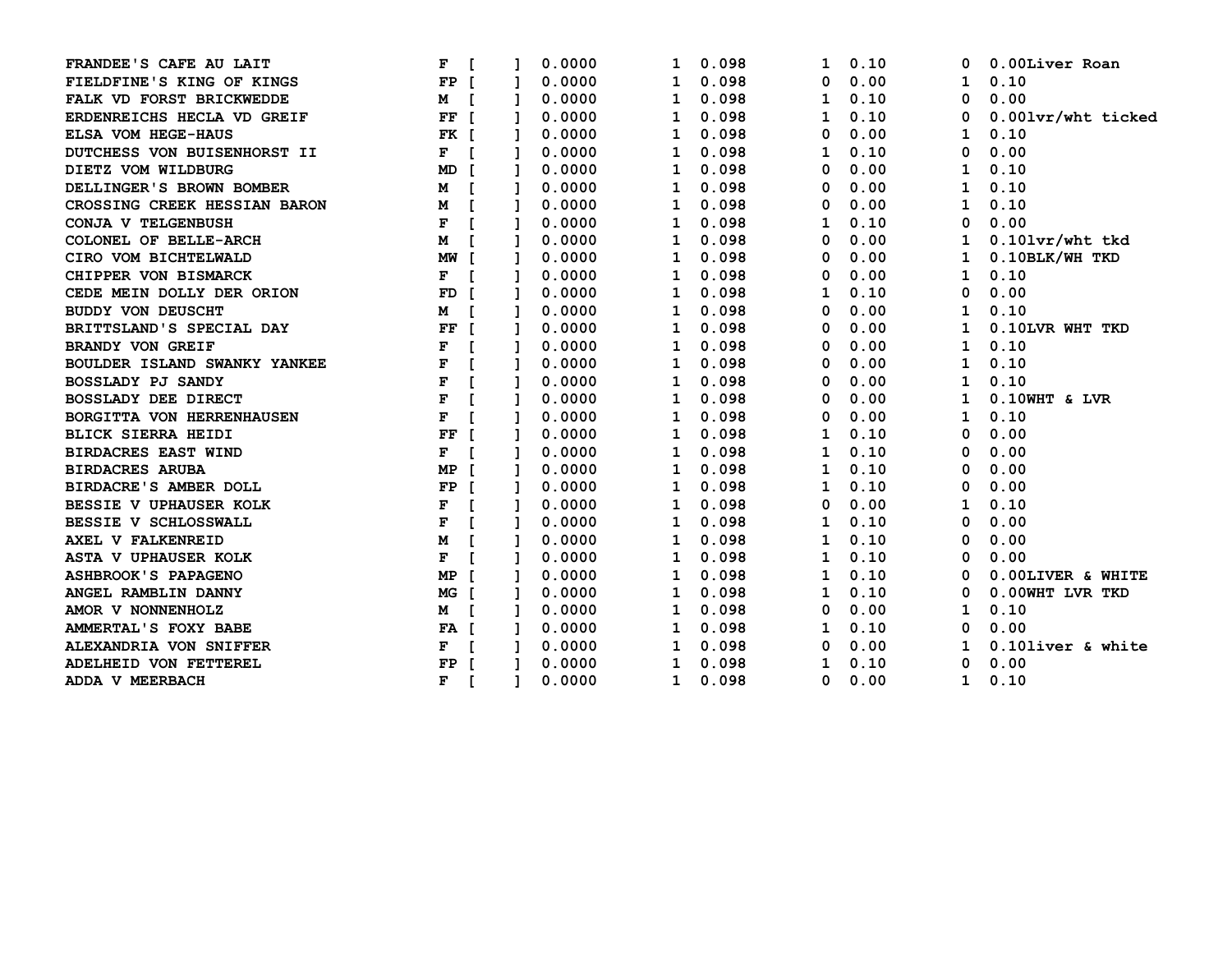| | | | | | | | | | |
|---|---|---|---|---|---|---|---|---|---|
| FRANDEE'S CAFE AU LAIT | F | [ ] | 0.0000 | 1 | 0.098 | 1 | 0.10 | 0 | 0.00Liver Roan |
| FIELDFINE'S KING OF KINGS | FP | [ ] | 0.0000 | 1 | 0.098 | 0 | 0.00 | 1 | 0.10 |
| FALK VD FORST BRICKWEDDE | M | [ ] | 0.0000 | 1 | 0.098 | 1 | 0.10 | 0 | 0.00 |
| ERDENREICHS HECLA VD GREIF | FF | [ ] | 0.0000 | 1 | 0.098 | 1 | 0.10 | 0 | 0.00lvr/wht ticked |
| ELSA VOM HEGE-HAUS | FK | [ ] | 0.0000 | 1 | 0.098 | 0 | 0.00 | 1 | 0.10 |
| DUTCHESS VON BUISENHORST II | F | [ ] | 0.0000 | 1 | 0.098 | 1 | 0.10 | 0 | 0.00 |
| DIETZ VOM WILDBURG | MD | [ ] | 0.0000 | 1 | 0.098 | 0 | 0.00 | 1 | 0.10 |
| DELLINGER'S BROWN BOMBER | M | [ ] | 0.0000 | 1 | 0.098 | 0 | 0.00 | 1 | 0.10 |
| CROSSING CREEK HESSIAN BARON | M | [ ] | 0.0000 | 1 | 0.098 | 0 | 0.00 | 1 | 0.10 |
| CONJA V TELGENBUSH | F | [ ] | 0.0000 | 1 | 0.098 | 1 | 0.10 | 0 | 0.00 |
| COLONEL OF BELLE-ARCH | M | [ ] | 0.0000 | 1 | 0.098 | 0 | 0.00 | 1 | 0.10lvr/wht tkd |
| CIRO VOM BICHTELWALD | MW | [ ] | 0.0000 | 1 | 0.098 | 0 | 0.00 | 1 | 0.10BLK/WH TKD |
| CHIPPER VON BISMARCK | F | [ ] | 0.0000 | 1 | 0.098 | 0 | 0.00 | 1 | 0.10 |
| CEDE MEIN DOLLY DER ORION | FD | [ ] | 0.0000 | 1 | 0.098 | 1 | 0.10 | 0 | 0.00 |
| BUDDY VON DEUSCHT | M | [ ] | 0.0000 | 1 | 0.098 | 0 | 0.00 | 1 | 0.10 |
| BRITTSLAND'S SPECIAL DAY | FF | [ ] | 0.0000 | 1 | 0.098 | 0 | 0.00 | 1 | 0.10LVR WHT TKD |
| BRANDY VON GREIF | F | [ ] | 0.0000 | 1 | 0.098 | 0 | 0.00 | 1 | 0.10 |
| BOULDER ISLAND SWANKY YANKEE | F | [ ] | 0.0000 | 1 | 0.098 | 0 | 0.00 | 1 | 0.10 |
| BOSSLADY PJ SANDY | F | [ ] | 0.0000 | 1 | 0.098 | 0 | 0.00 | 1 | 0.10 |
| BOSSLADY DEE DIRECT | F | [ ] | 0.0000 | 1 | 0.098 | 0 | 0.00 | 1 | 0.10WHT & LVR |
| BORGITTA VON HERRENHAUSEN | F | [ ] | 0.0000 | 1 | 0.098 | 0 | 0.00 | 1 | 0.10 |
| BLICK SIERRA HEIDI | FF | [ ] | 0.0000 | 1 | 0.098 | 1 | 0.10 | 0 | 0.00 |
| BIRDACRES EAST WIND | F | [ ] | 0.0000 | 1 | 0.098 | 1 | 0.10 | 0 | 0.00 |
| BIRDACRES ARUBA | MP | [ ] | 0.0000 | 1 | 0.098 | 1 | 0.10 | 0 | 0.00 |
| BIRDACRE'S AMBER DOLL | FP | [ ] | 0.0000 | 1 | 0.098 | 1 | 0.10 | 0 | 0.00 |
| BESSIE V UPHAUSER KOLK | F | [ ] | 0.0000 | 1 | 0.098 | 0 | 0.00 | 1 | 0.10 |
| BESSIE V SCHLOSSWALL | F | [ ] | 0.0000 | 1 | 0.098 | 1 | 0.10 | 0 | 0.00 |
| AXEL V FALKENREID | M | [ ] | 0.0000 | 1 | 0.098 | 1 | 0.10 | 0 | 0.00 |
| ASTA V UPHAUSER KOLK | F | [ ] | 0.0000 | 1 | 0.098 | 1 | 0.10 | 0 | 0.00 |
| ASHBROOK'S PAPAGENO | MP | [ ] | 0.0000 | 1 | 0.098 | 1 | 0.10 | 0 | 0.00LIVER & WHITE |
| ANGEL RAMBLIN DANNY | MG | [ ] | 0.0000 | 1 | 0.098 | 1 | 0.10 | 0 | 0.00WHT LVR TKD |
| AMOR V NONNENHOLZ | M | [ ] | 0.0000 | 1 | 0.098 | 0 | 0.00 | 1 | 0.10 |
| AMMERTAL'S FOXY BABE | FA | [ ] | 0.0000 | 1 | 0.098 | 1 | 0.10 | 0 | 0.00 |
| ALEXANDRIA VON SNIFFER | F | [ ] | 0.0000 | 1 | 0.098 | 0 | 0.00 | 1 | 0.10liver & white |
| ADELHEID VON FETTEREL | FP | [ ] | 0.0000 | 1 | 0.098 | 1 | 0.10 | 0 | 0.00 |
| ADDA V MEERBACH | F | [ ] | 0.0000 | 1 | 0.098 | 0 | 0.00 | 1 | 0.10 |